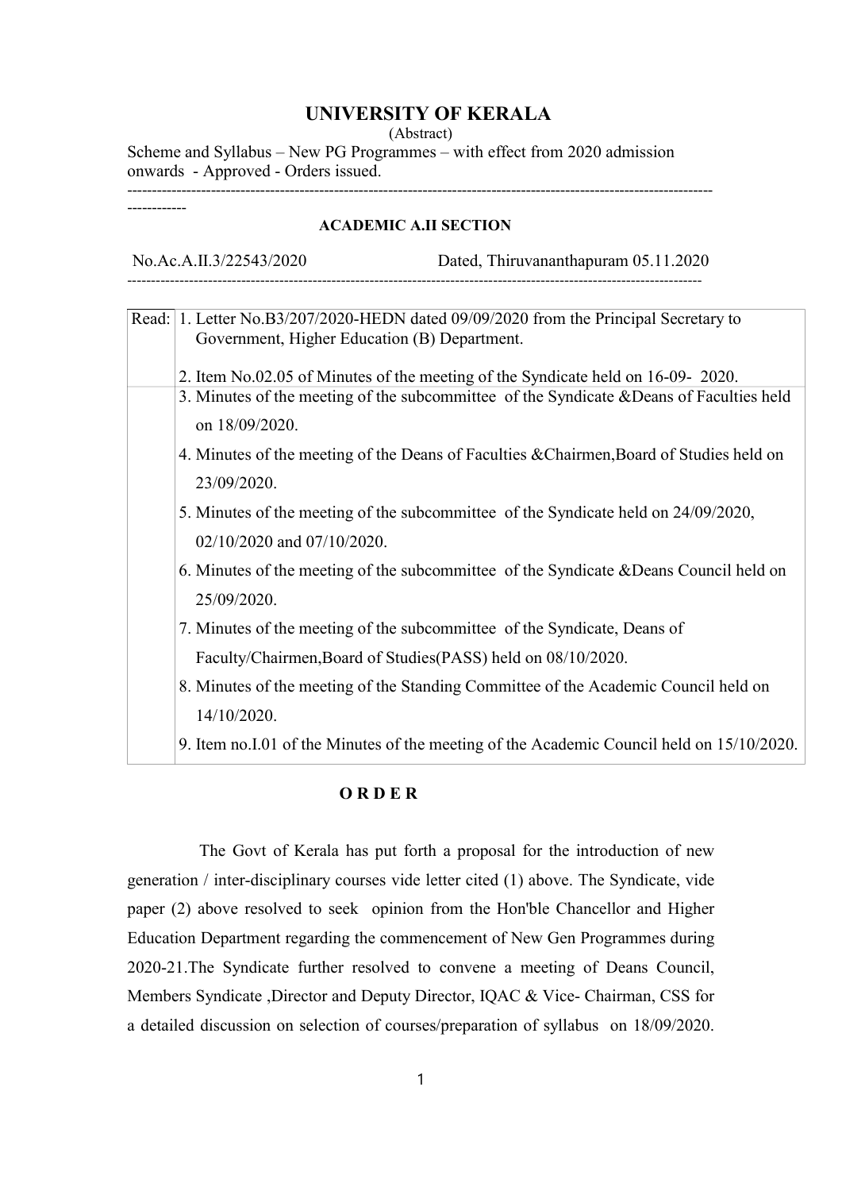# UNIVERSITY OF KERALA

(Abstract)

Scheme and Syllabus – New PG Programmes – with effect from 2020 admission onwards - Approved - Orders issued.

---

**ACADEMIC A.II SECTION**

No.Ac.A.II.3/22543/2020 Dated, Thiruvananthapuram 05.11.2020

---

| Read: | 1. Letter No.B3/207/2020-HEDN dated 09/09/2020 from the Principal Secretary to Government, Higher Education (B) Department.<br><br>2. Item No.02.05 of Minutes of the meeting of the Syndicate held on 16-09- 2020. |
|---|---|
| | 3. Minutes of the meeting of the subcommittee of the Syndicate &Deans of Faculties held on 18/09/2020.<br>4. Minutes of the meeting of the Deans of Faculties &Chairmen,Board of Studies held on 23/09/2020.<br>5. Minutes of the meeting of the subcommittee of the Syndicate held on 24/09/2020, 02/10/2020 and 07/10/2020.<br>6. Minutes of the meeting of the subcommittee of the Syndicate &Deans Council held on 25/09/2020.<br>7. Minutes of the meeting of the subcommittee of the Syndicate, Deans of Faculty/Chairmen,Board of Studies(PASS) held on 08/10/2020.<br>8. Minutes of the meeting of the Standing Committee of the Academic Council held on 14/10/2020.<br>9. Item no.I.01 of the Minutes of the meeting of the Academic Council held on 15/10/2020. |

**O R D E R**

The Govt of Kerala has put forth a proposal for the introduction of new generation / inter-disciplinary courses vide letter cited (1) above. The Syndicate, vide paper (2) above resolved to seek opinion from the Hon'ble Chancellor and Higher Education Department regarding the commencement of New Gen Programmes during 2020-21.The Syndicate further resolved to convene a meeting of Deans Council, Members Syndicate ,Director and Deputy Director, IQAC & Vice- Chairman, CSS for a detailed discussion on selection of courses/preparation of syllabus on 18/09/2020.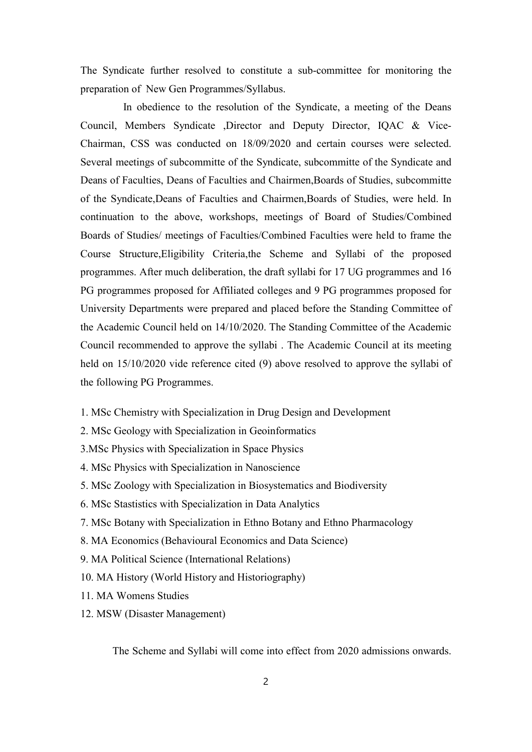The Syndicate further resolved to constitute a sub-committee for monitoring the preparation of New Gen Programmes/Syllabus.

In obedience to the resolution of the Syndicate, a meeting of the Deans Council, Members Syndicate ,Director and Deputy Director, IQAC & Vice-Chairman, CSS was conducted on 18/09/2020 and certain courses were selected. Several meetings of subcommitte of the Syndicate, subcommitte of the Syndicate and Deans of Faculties, Deans of Faculties and Chairmen,Boards of Studies, subcommitte of the Syndicate,Deans of Faculties and Chairmen,Boards of Studies, were held. In continuation to the above, workshops, meetings of Board of Studies/Combined Boards of Studies/ meetings of Faculties/Combined Faculties were held to frame the Course Structure,Eligibility Criteria,the Scheme and Syllabi of the proposed programmes. After much deliberation, the draft syllabi for 17 UG programmes and 16 PG programmes proposed for Affiliated colleges and 9 PG programmes proposed for University Departments were prepared and placed before the Standing Committee of the Academic Council held on 14/10/2020. The Standing Committee of the Academic Council recommended to approve the syllabi . The Academic Council at its meeting held on 15/10/2020 vide reference cited (9) above resolved to approve the syllabi of the following PG Programmes.

1. MSc Chemistry with Specialization in Drug Design and Development
2. MSc Geology with Specialization in Geoinformatics
3. MSc Physics with Specialization in Space Physics
4. MSc Physics with Specialization in Nanoscience
5. MSc Zoology with Specialization in Biosystematics and Biodiversity
6. MSc Stastistics with Specialization in Data Analytics
7. MSc Botany with Specialization in Ethno Botany and Ethno Pharmacology
8. MA Economics (Behavioural Economics and Data Science)
9. MA Political Science (International Relations)
10. MA History (World History and Historiography)
11. MA Womens Studies
12. MSW (Disaster Management)

The Scheme and Syllabi will come into effect from 2020 admissions onwards.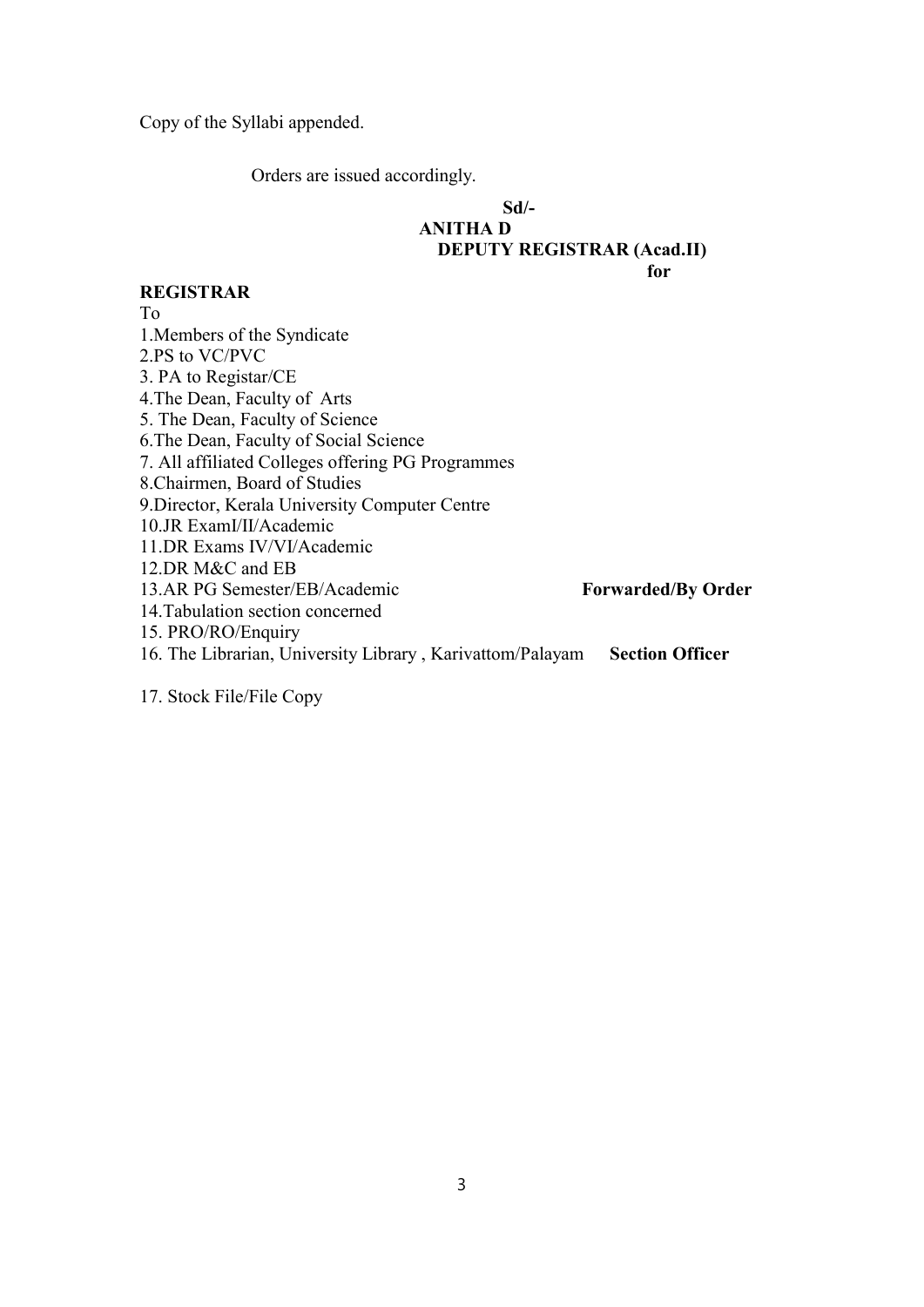Copy of the Syllabi appended.

Orders are issued accordingly.

**Sd/-**
**ANITHA D**
**DEPUTY REGISTRAR (Acad.II)**
**for**

**REGISTRAR**

To

1.Members of the Syndicate
2.PS to VC/PVC
3. PA to Registar/CE
4.The Dean, Faculty of Arts
5. The Dean, Faculty of Science
6.The Dean, Faculty of Social Science
7. All affiliated Colleges offering PG Programmes
8.Chairmen, Board of Studies
9.Director, Kerala University Computer Centre
10.JR ExamI/II/Academic
11.DR Exams IV/VI/Academic
12.DR M&C and EB
13.AR PG Semester/EB/Academic
14.Tabulation section concerned
15. PRO/RO/Enquiry
16. The Librarian, University Library , Karivattom/Palayam
17. Stock File/File Copy

**Forwarded/By Order**

**Section Officer**